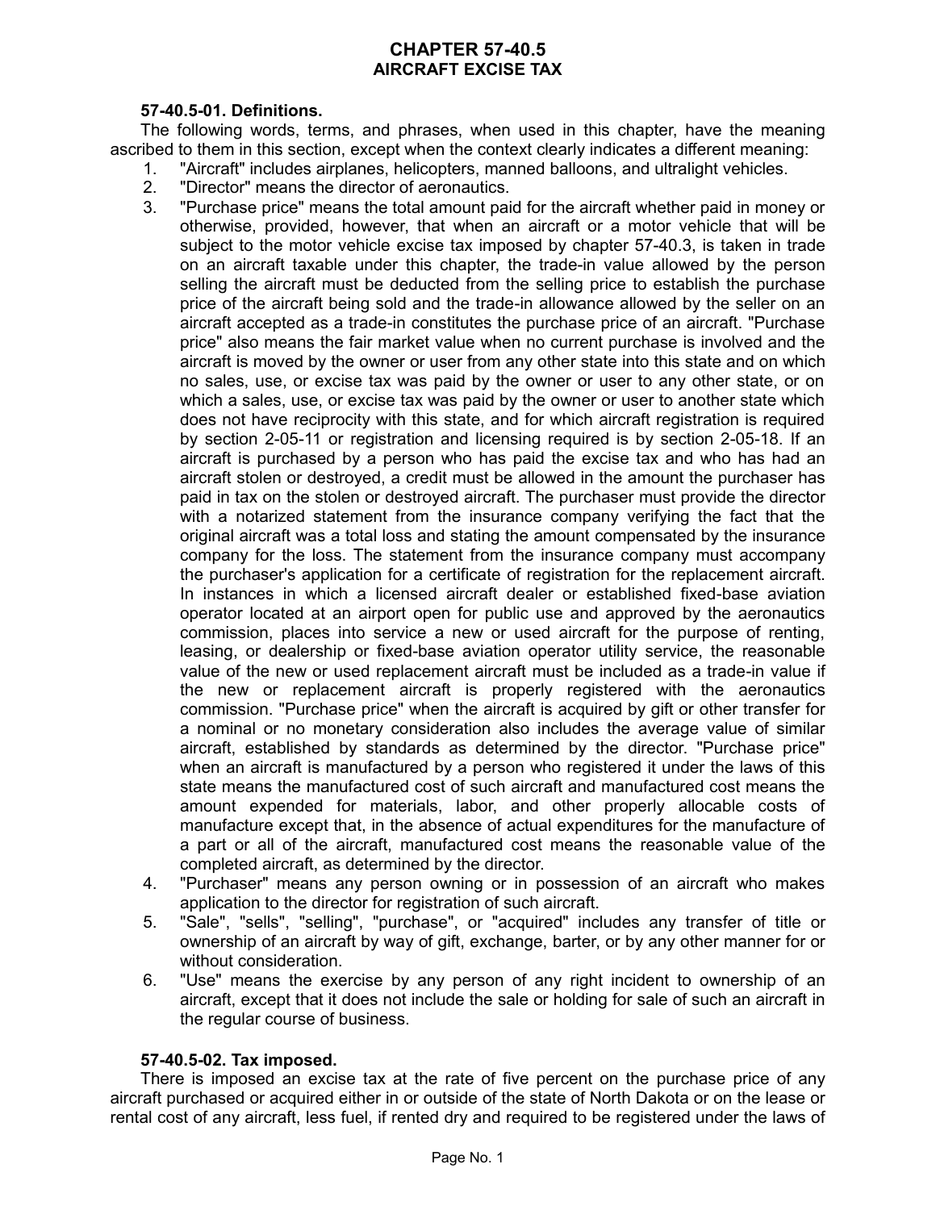# CHAPTER 57-40.5
# AIRCRAFT EXCISE TAX

**57-40.5-01. Definitions.**

The following words, terms, and phrases, when used in this chapter, have the meaning ascribed to them in this section, except when the context clearly indicates a different meaning:

1. "Aircraft" includes airplanes, helicopters, manned balloons, and ultralight vehicles.
2. "Director" means the director of aeronautics.
3. "Purchase price" means the total amount paid for the aircraft whether paid in money or otherwise, provided, however, that when an aircraft or a motor vehicle that will be subject to the motor vehicle excise tax imposed by chapter 57-40.3, is taken in trade on an aircraft taxable under this chapter, the trade-in value allowed by the person selling the aircraft must be deducted from the selling price to establish the purchase price of the aircraft being sold and the trade-in allowance allowed by the seller on an aircraft accepted as a trade-in constitutes the purchase price of an aircraft. "Purchase price" also means the fair market value when no current purchase is involved and the aircraft is moved by the owner or user from any other state into this state and on which no sales, use, or excise tax was paid by the owner or user to any other state, or on which a sales, use, or excise tax was paid by the owner or user to another state which does not have reciprocity with this state, and for which aircraft registration is required by section 2-05-11 or registration and licensing required is by section 2-05-18. If an aircraft is purchased by a person who has paid the excise tax and who has had an aircraft stolen or destroyed, a credit must be allowed in the amount the purchaser has paid in tax on the stolen or destroyed aircraft. The purchaser must provide the director with a notarized statement from the insurance company verifying the fact that the original aircraft was a total loss and stating the amount compensated by the insurance company for the loss. The statement from the insurance company must accompany the purchaser's application for a certificate of registration for the replacement aircraft. In instances in which a licensed aircraft dealer or established fixed-base aviation operator located at an airport open for public use and approved by the aeronautics commission, places into service a new or used aircraft for the purpose of renting, leasing, or dealership or fixed-base aviation operator utility service, the reasonable value of the new or used replacement aircraft must be included as a trade-in value if the new or replacement aircraft is properly registered with the aeronautics commission. "Purchase price" when the aircraft is acquired by gift or other transfer for a nominal or no monetary consideration also includes the average value of similar aircraft, established by standards as determined by the director. "Purchase price" when an aircraft is manufactured by a person who registered it under the laws of this state means the manufactured cost of such aircraft and manufactured cost means the amount expended for materials, labor, and other properly allocable costs of manufacture except that, in the absence of actual expenditures for the manufacture of a part or all of the aircraft, manufactured cost means the reasonable value of the completed aircraft, as determined by the director.
4. "Purchaser" means any person owning or in possession of an aircraft who makes application to the director for registration of such aircraft.
5. "Sale", "sells", "selling", "purchase", or "acquired" includes any transfer of title or ownership of an aircraft by way of gift, exchange, barter, or by any other manner for or without consideration.
6. "Use" means the exercise by any person of any right incident to ownership of an aircraft, except that it does not include the sale or holding for sale of such an aircraft in the regular course of business.

**57-40.5-02. Tax imposed.**

There is imposed an excise tax at the rate of five percent on the purchase price of any aircraft purchased or acquired either in or outside of the state of North Dakota or on the lease or rental cost of any aircraft, less fuel, if rented dry and required to be registered under the laws of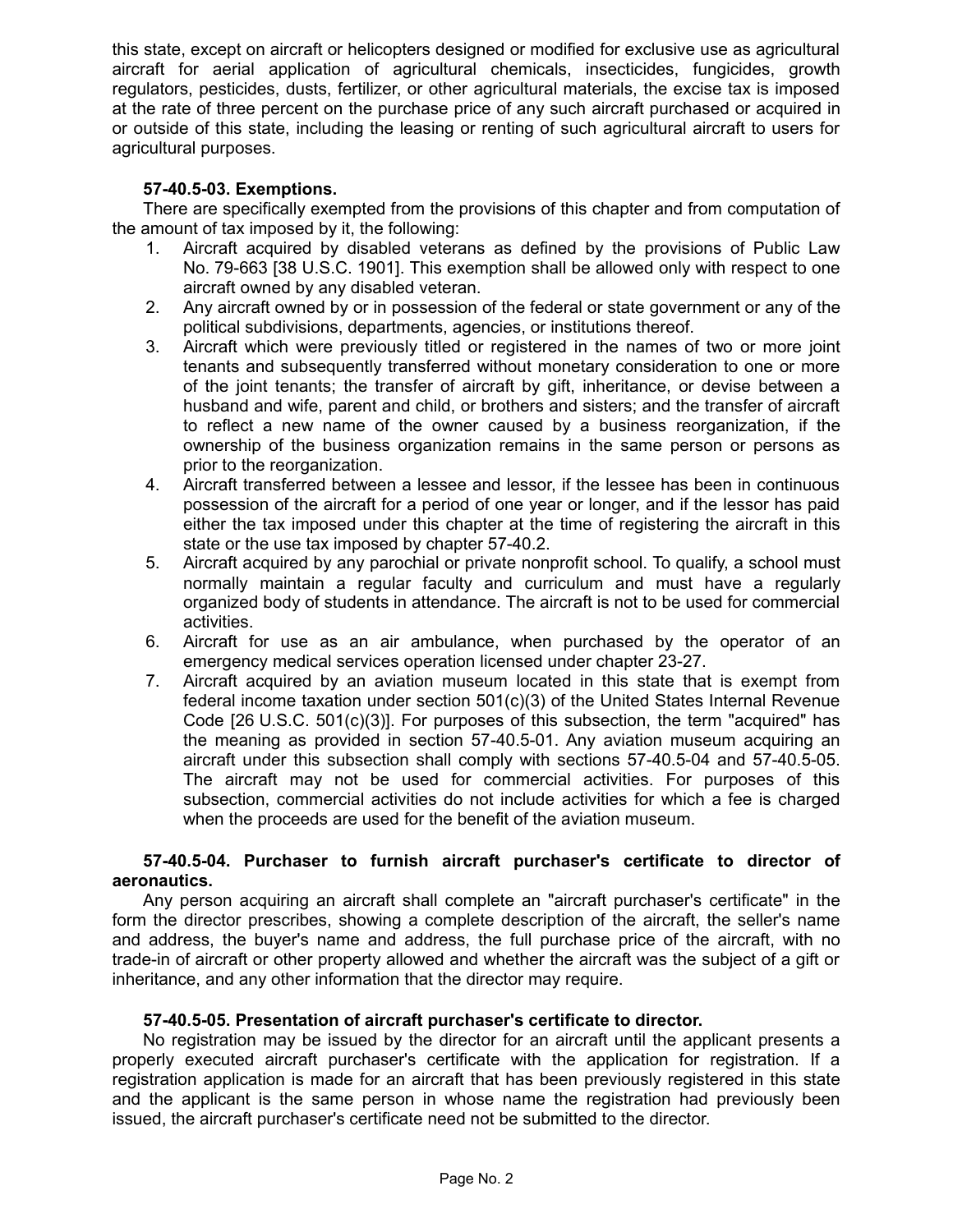this state, except on aircraft or helicopters designed or modified for exclusive use as agricultural aircraft for aerial application of agricultural chemicals, insecticides, fungicides, growth regulators, pesticides, dusts, fertilizer, or other agricultural materials, the excise tax is imposed at the rate of three percent on the purchase price of any such aircraft purchased or acquired in or outside of this state, including the leasing or renting of such agricultural aircraft to users for agricultural purposes.

**57-40.5-03. Exemptions.**

There are specifically exempted from the provisions of this chapter and from computation of the amount of tax imposed by it, the following:

1. Aircraft acquired by disabled veterans as defined by the provisions of Public Law No. 79-663 [38 U.S.C. 1901]. This exemption shall be allowed only with respect to one aircraft owned by any disabled veteran.
2. Any aircraft owned by or in possession of the federal or state government or any of the political subdivisions, departments, agencies, or institutions thereof.
3. Aircraft which were previously titled or registered in the names of two or more joint tenants and subsequently transferred without monetary consideration to one or more of the joint tenants; the transfer of aircraft by gift, inheritance, or devise between a husband and wife, parent and child, or brothers and sisters; and the transfer of aircraft to reflect a new name of the owner caused by a business reorganization, if the ownership of the business organization remains in the same person or persons as prior to the reorganization.
4. Aircraft transferred between a lessee and lessor, if the lessee has been in continuous possession of the aircraft for a period of one year or longer, and if the lessor has paid either the tax imposed under this chapter at the time of registering the aircraft in this state or the use tax imposed by chapter 57-40.2.
5. Aircraft acquired by any parochial or private nonprofit school. To qualify, a school must normally maintain a regular faculty and curriculum and must have a regularly organized body of students in attendance. The aircraft is not to be used for commercial activities.
6. Aircraft for use as an air ambulance, when purchased by the operator of an emergency medical services operation licensed under chapter 23-27.
7. Aircraft acquired by an aviation museum located in this state that is exempt from federal income taxation under section 501(c)(3) of the United States Internal Revenue Code [26 U.S.C. 501(c)(3)]. For purposes of this subsection, the term "acquired" has the meaning as provided in section 57-40.5-01. Any aviation museum acquiring an aircraft under this subsection shall comply with sections 57-40.5-04 and 57-40.5-05. The aircraft may not be used for commercial activities. For purposes of this subsection, commercial activities do not include activities for which a fee is charged when the proceeds are used for the benefit of the aviation museum.

**57-40.5-04. Purchaser to furnish aircraft purchaser's certificate to director of aeronautics.**

Any person acquiring an aircraft shall complete an "aircraft purchaser's certificate" in the form the director prescribes, showing a complete description of the aircraft, the seller's name and address, the buyer's name and address, the full purchase price of the aircraft, with no trade-in of aircraft or other property allowed and whether the aircraft was the subject of a gift or inheritance, and any other information that the director may require.

**57-40.5-05. Presentation of aircraft purchaser's certificate to director.**

No registration may be issued by the director for an aircraft until the applicant presents a properly executed aircraft purchaser's certificate with the application for registration. If a registration application is made for an aircraft that has been previously registered in this state and the applicant is the same person in whose name the registration had previously been issued, the aircraft purchaser's certificate need not be submitted to the director.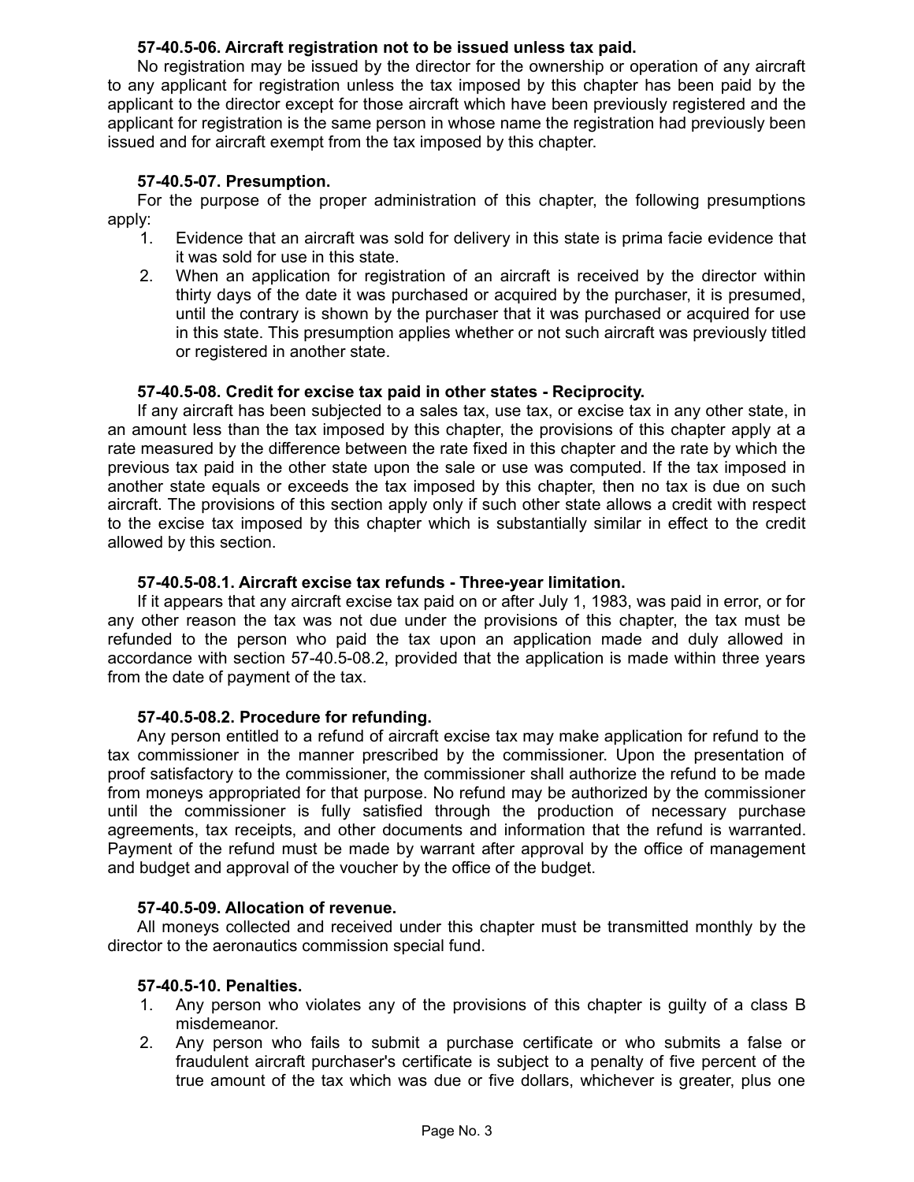**57-40.5-06. Aircraft registration not to be issued unless tax paid.**

No registration may be issued by the director for the ownership or operation of any aircraft to any applicant for registration unless the tax imposed by this chapter has been paid by the applicant to the director except for those aircraft which have been previously registered and the applicant for registration is the same person in whose name the registration had previously been issued and for aircraft exempt from the tax imposed by this chapter.

**57-40.5-07. Presumption.**

For the purpose of the proper administration of this chapter, the following presumptions apply:

1. Evidence that an aircraft was sold for delivery in this state is prima facie evidence that it was sold for use in this state.
2. When an application for registration of an aircraft is received by the director within thirty days of the date it was purchased or acquired by the purchaser, it is presumed, until the contrary is shown by the purchaser that it was purchased or acquired for use in this state. This presumption applies whether or not such aircraft was previously titled or registered in another state.

**57-40.5-08. Credit for excise tax paid in other states - Reciprocity.**

If any aircraft has been subjected to a sales tax, use tax, or excise tax in any other state, in an amount less than the tax imposed by this chapter, the provisions of this chapter apply at a rate measured by the difference between the rate fixed in this chapter and the rate by which the previous tax paid in the other state upon the sale or use was computed. If the tax imposed in another state equals or exceeds the tax imposed by this chapter, then no tax is due on such aircraft. The provisions of this section apply only if such other state allows a credit with respect to the excise tax imposed by this chapter which is substantially similar in effect to the credit allowed by this section.

**57-40.5-08.1. Aircraft excise tax refunds - Three-year limitation.**

If it appears that any aircraft excise tax paid on or after July 1, 1983, was paid in error, or for any other reason the tax was not due under the provisions of this chapter, the tax must be refunded to the person who paid the tax upon an application made and duly allowed in accordance with section 57-40.5-08.2, provided that the application is made within three years from the date of payment of the tax.

**57-40.5-08.2. Procedure for refunding.**

Any person entitled to a refund of aircraft excise tax may make application for refund to the tax commissioner in the manner prescribed by the commissioner. Upon the presentation of proof satisfactory to the commissioner, the commissioner shall authorize the refund to be made from moneys appropriated for that purpose. No refund may be authorized by the commissioner until the commissioner is fully satisfied through the production of necessary purchase agreements, tax receipts, and other documents and information that the refund is warranted. Payment of the refund must be made by warrant after approval by the office of management and budget and approval of the voucher by the office of the budget.

**57-40.5-09. Allocation of revenue.**

All moneys collected and received under this chapter must be transmitted monthly by the director to the aeronautics commission special fund.

**57-40.5-10. Penalties.**

1. Any person who violates any of the provisions of this chapter is guilty of a class B misdemeanor.
2. Any person who fails to submit a purchase certificate or who submits a false or fraudulent aircraft purchaser's certificate is subject to a penalty of five percent of the true amount of the tax which was due or five dollars, whichever is greater, plus one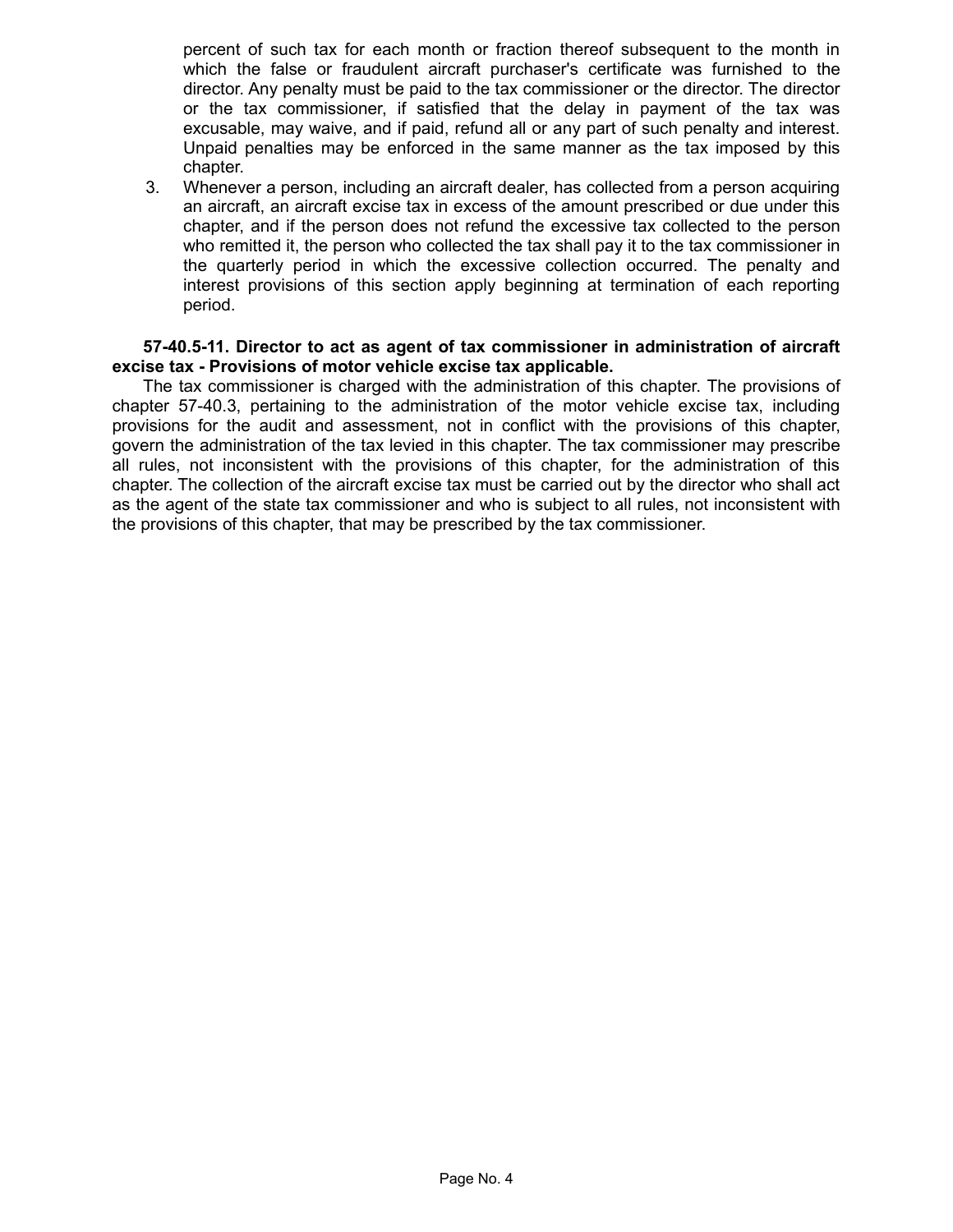percent of such tax for each month or fraction thereof subsequent to the month in which the false or fraudulent aircraft purchaser's certificate was furnished to the director. Any penalty must be paid to the tax commissioner or the director. The director or the tax commissioner, if satisfied that the delay in payment of the tax was excusable, may waive, and if paid, refund all or any part of such penalty and interest. Unpaid penalties may be enforced in the same manner as the tax imposed by this chapter.

3. Whenever a person, including an aircraft dealer, has collected from a person acquiring an aircraft, an aircraft excise tax in excess of the amount prescribed or due under this chapter, and if the person does not refund the excessive tax collected to the person who remitted it, the person who collected the tax shall pay it to the tax commissioner in the quarterly period in which the excessive collection occurred. The penalty and interest provisions of this section apply beginning at termination of each reporting period.

**57-40.5-11. Director to act as agent of tax commissioner in administration of aircraft excise tax - Provisions of motor vehicle excise tax applicable.**

The tax commissioner is charged with the administration of this chapter. The provisions of chapter 57-40.3, pertaining to the administration of the motor vehicle excise tax, including provisions for the audit and assessment, not in conflict with the provisions of this chapter, govern the administration of the tax levied in this chapter. The tax commissioner may prescribe all rules, not inconsistent with the provisions of this chapter, for the administration of this chapter. The collection of the aircraft excise tax must be carried out by the director who shall act as the agent of the state tax commissioner and who is subject to all rules, not inconsistent with the provisions of this chapter, that may be prescribed by the tax commissioner.